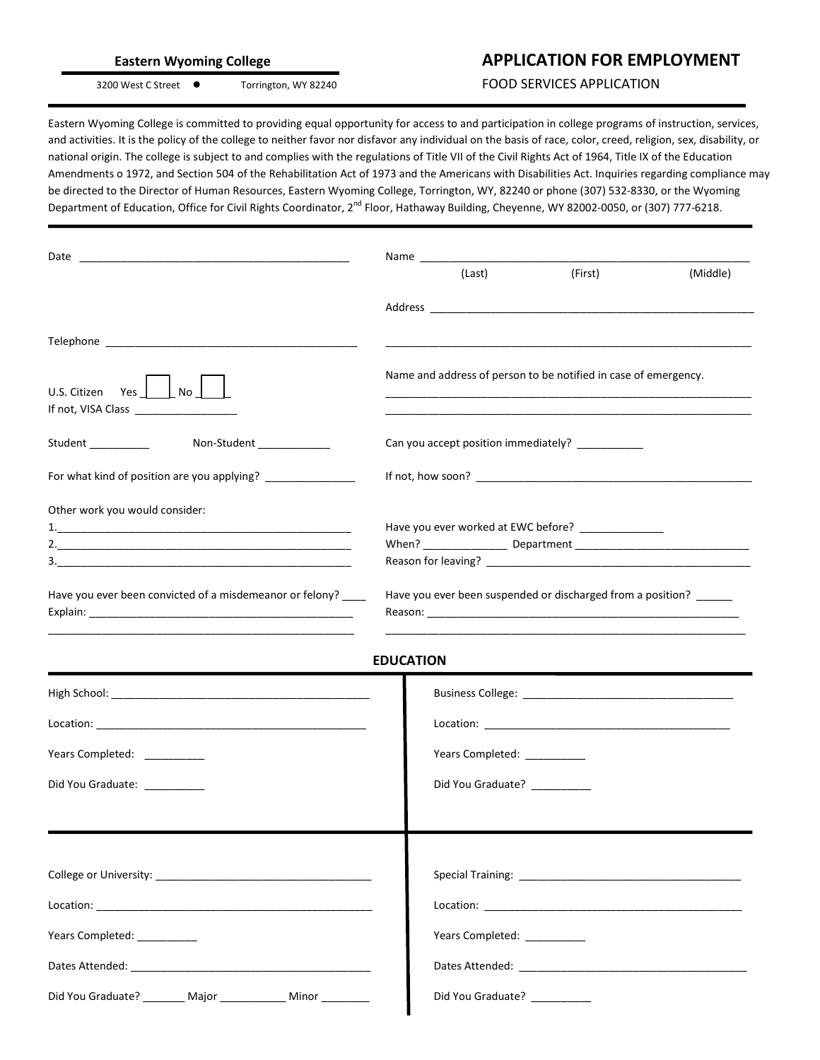**Eastern Wyoming College**

3200 West C Street • Torrington, WY 82240

# APPLICATION FOR EMPLOYMENT

FOOD SERVICES APPLICATION

Eastern Wyoming College is committed to providing equal opportunity for access to and participation in college programs of instruction, services, and activities. It is the policy of the college to neither favor nor disfavor any individual on the basis of race, color, creed, religion, sex, disability, or national origin. The college is subject to and complies with the regulations of Title VII of the Civil Rights Act of 1964, Title IX of the Education Amendments o 1972, and Section 504 of the Rehabilitation Act of 1973 and the Americans with Disabilities Act. Inquiries regarding compliance may be directed to the Director of Human Resources, Eastern Wyoming College, Torrington, WY, 82240 or phone (307) 532-8330, or the Wyoming Department of Education, Office for Civil Rights Coordinator, 2nd Floor, Hathaway Building, Cheyenne, WY 82002-0050, or (307) 777-6218.

---

Date ____________________________________________

Name ______________________________________________________
(Last) (First) (Middle)

Address ______________________________________________________

Telephone ________________________________________

______________________________________________________________

U.S. Citizen Yes ☐ No ☐
If not, VISA Class ________________

Name and address of person to be notified in case of emergency.
______________________________________________________________
______________________________________________________________

Student __________ Non-Student ____________

Can you accept position immediately? ___________

For what kind of position are you applying? _______________

If not, how soon? _____________________________________________

Other work you would consider:
1.________________________________________________
2.________________________________________________
3.________________________________________________

Have you ever worked at EWC before? ______________
When? ______________ Department ____________________________
Reason for leaving? ___________________________________________

Have you ever been convicted of a misdemeanor or felony? ____
Explain: ___________________________________________
___________________________________________________

Have you ever been suspended or discharged from a position? ______
Reason: _____________________________________________________
______________________________________________________________

## EDUCATION

High School: __________________________________________
Location: ____________________________________________
Years Completed: __________
Did You Graduate: __________

Business College: __________________________________
Location: __________________________________________
Years Completed: __________
Did You Graduate? __________

College or University: ___________________________________
Location: ____________________________________________
Years Completed: __________
Dates Attended: ________________________________________
Did You Graduate? _______ Major ___________ Minor ________

Special Training: ____________________________________
Location: __________________________________________
Years Completed: __________
Dates Attended: ______________________________________
Did You Graduate? __________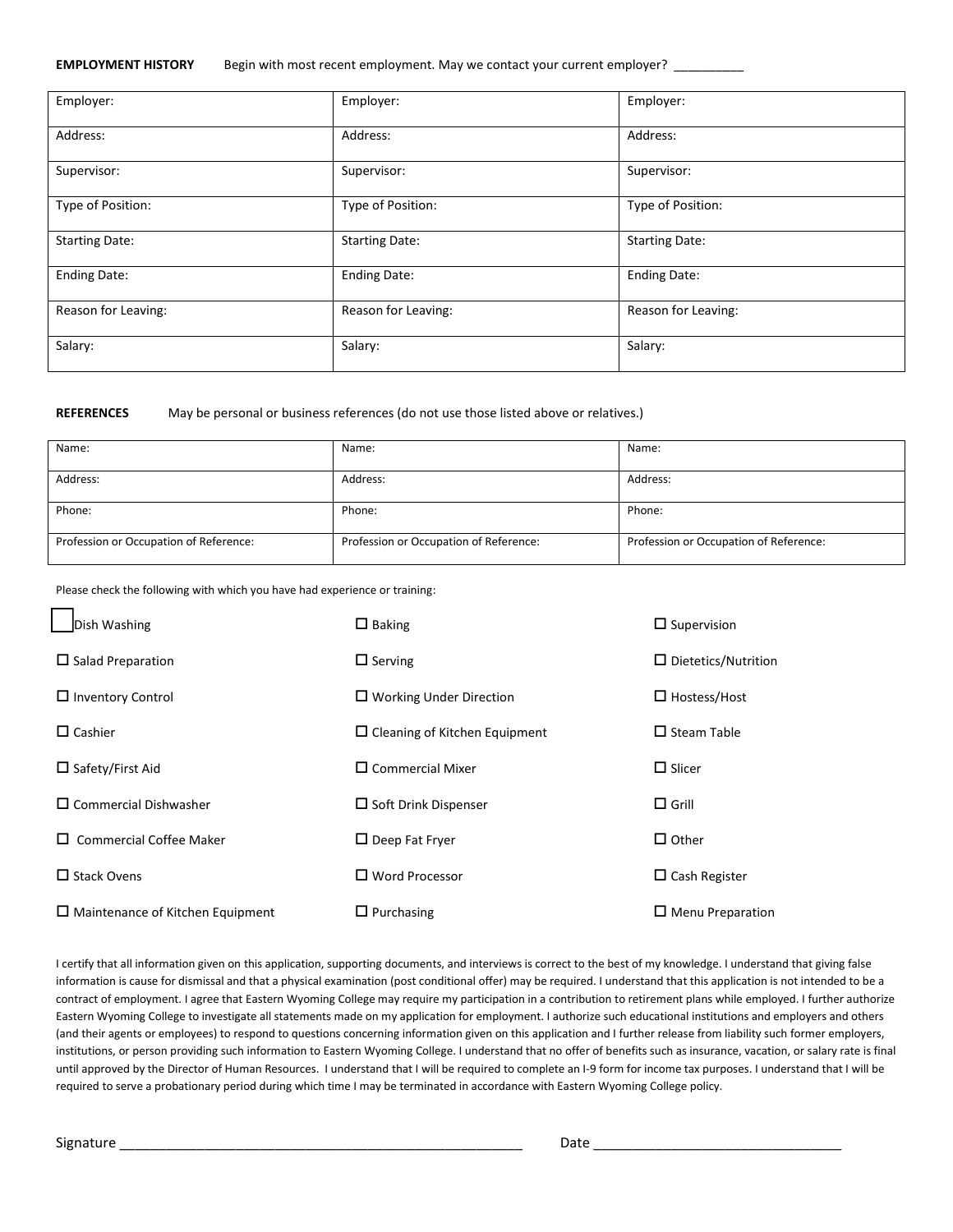**EMPLOYMENT HISTORY** Begin with most recent employment. May we contact your current employer? __________

| | | |
|---|---|---|
| Employer: | Employer: | Employer: |
| Address: | Address: | Address: |
| Supervisor: | Supervisor: | Supervisor: |
| Type of Position: | Type of Position: | Type of Position: |
| Starting Date: | Starting Date: | Starting Date: |
| Ending Date: | Ending Date: | Ending Date: |
| Reason for Leaving: | Reason for Leaving: | Reason for Leaving: |
| Salary: | Salary: | Salary: |

**REFERENCES** May be personal or business references (do not use those listed above or relatives.)

| | | |
|---|---|---|
| Name: | Name: | Name: |
| Address: | Address: | Address: |
| Phone: | Phone: | Phone: |
| Profession or Occupation of Reference: | Profession or Occupation of Reference: | Profession or Occupation of Reference: |

Please check the following with which you have had experience or training:

- ☐ Dish Washing
- ☐ Baking
- ☐ Supervision
- ☐ Salad Preparation
- ☐ Serving
- ☐ Dietetics/Nutrition
- ☐ Inventory Control
- ☐ Working Under Direction
- ☐ Hostess/Host
- ☐ Cashier
- ☐ Cleaning of Kitchen Equipment
- ☐ Steam Table
- ☐ Safety/First Aid
- ☐ Commercial Mixer
- ☐ Slicer
- ☐ Commercial Dishwasher
- ☐ Soft Drink Dispenser
- ☐ Grill
- ☐ Commercial Coffee Maker
- ☐ Deep Fat Fryer
- ☐ Other
- ☐ Stack Ovens
- ☐ Word Processor
- ☐ Cash Register
- ☐ Maintenance of Kitchen Equipment
- ☐ Purchasing
- ☐ Menu Preparation

I certify that all information given on this application, supporting documents, and interviews is correct to the best of my knowledge. I understand that giving false information is cause for dismissal and that a physical examination (post conditional offer) may be required. I understand that this application is not intended to be a contract of employment. I agree that Eastern Wyoming College may require my participation in a contribution to retirement plans while employed. I further authorize Eastern Wyoming College to investigate all statements made on my application for employment. I authorize such educational institutions and employers and others (and their agents or employees) to respond to questions concerning information given on this application and I further release from liability such former employers, institutions, or person providing such information to Eastern Wyoming College. I understand that no offer of benefits such as insurance, vacation, or salary rate is final until approved by the Director of Human Resources. I understand that I will be required to complete an I-9 form for income tax purposes. I understand that I will be required to serve a probationary period during which time I may be terminated in accordance with Eastern Wyoming College policy.

Signature ______________________________________________________ Date _________________________________